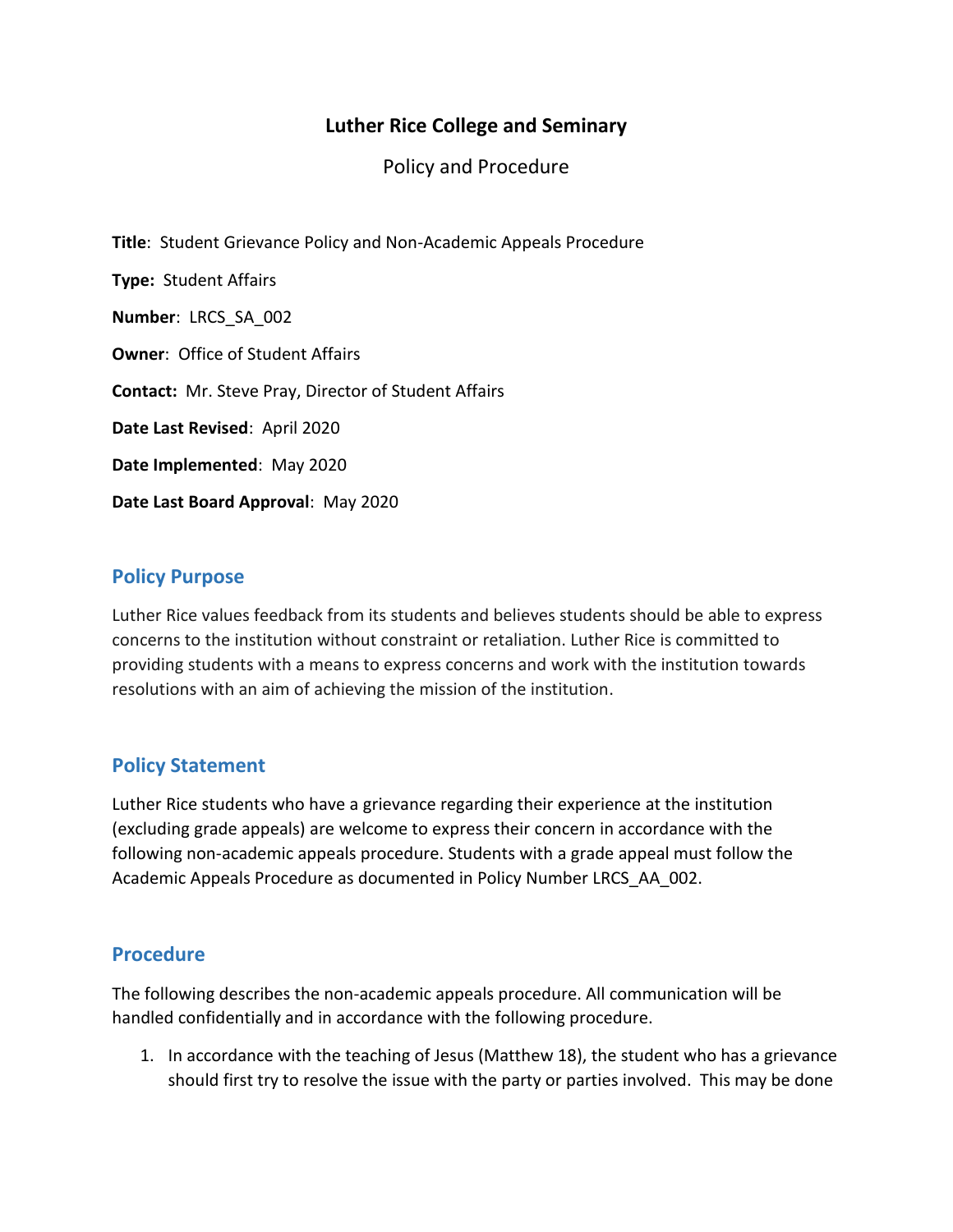# Luther Rice College and Seminary

Policy and Procedure

**Title**: Student Grievance Policy and Non-Academic Appeals Procedure

**Type:** Student Affairs

**Number**: LRCS_SA_002

**Owner**: Office of Student Affairs

**Contact:** Mr. Steve Pray, Director of Student Affairs

**Date Last Revised**: April 2020

**Date Implemented**: May 2020

**Date Last Board Approval**: May 2020

## Policy Purpose

Luther Rice values feedback from its students and believes students should be able to express concerns to the institution without constraint or retaliation. Luther Rice is committed to providing students with a means to express concerns and work with the institution towards resolutions with an aim of achieving the mission of the institution.

## Policy Statement

Luther Rice students who have a grievance regarding their experience at the institution (excluding grade appeals) are welcome to express their concern in accordance with the following non-academic appeals procedure. Students with a grade appeal must follow the Academic Appeals Procedure as documented in Policy Number LRCS_AA_002.

## Procedure

The following describes the non-academic appeals procedure. All communication will be handled confidentially and in accordance with the following procedure.

1. In accordance with the teaching of Jesus (Matthew 18), the student who has a grievance should first try to resolve the issue with the party or parties involved. This may be done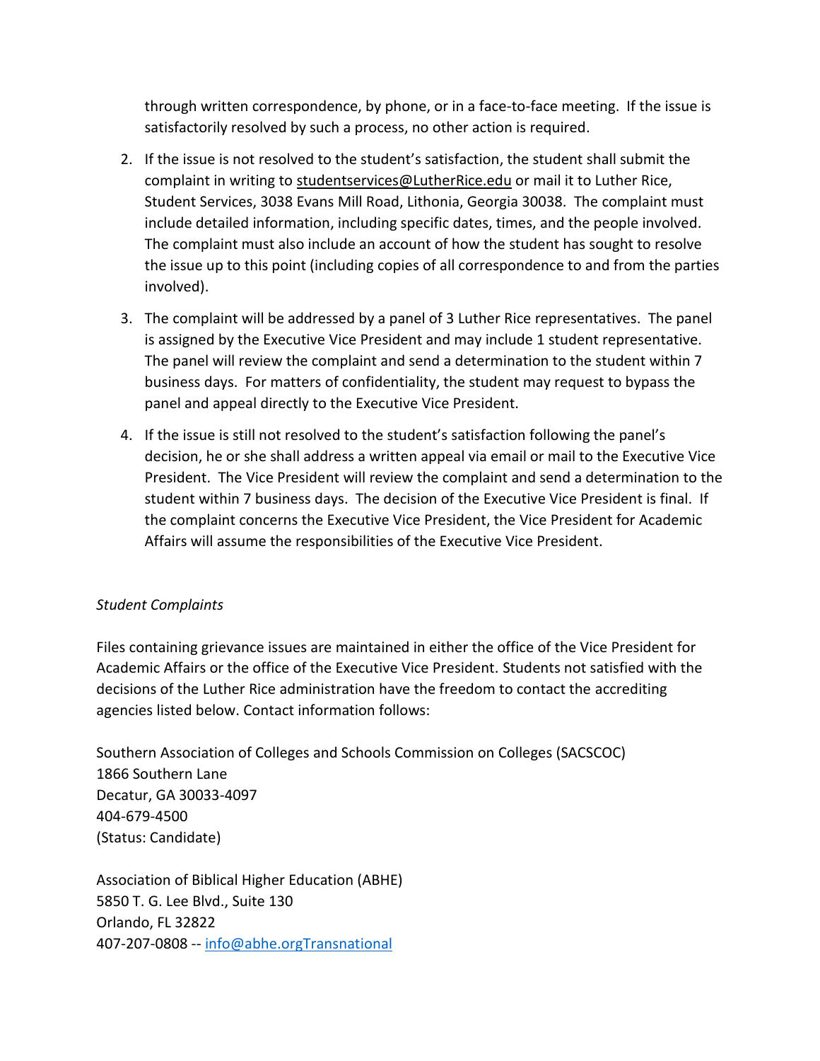through written correspondence, by phone, or in a face-to-face meeting. If the issue is satisfactorily resolved by such a process, no other action is required.

2. If the issue is not resolved to the student's satisfaction, the student shall submit the complaint in writing to studentservices@LutherRice.edu or mail it to Luther Rice, Student Services, 3038 Evans Mill Road, Lithonia, Georgia 30038. The complaint must include detailed information, including specific dates, times, and the people involved. The complaint must also include an account of how the student has sought to resolve the issue up to this point (including copies of all correspondence to and from the parties involved).

3. The complaint will be addressed by a panel of 3 Luther Rice representatives. The panel is assigned by the Executive Vice President and may include 1 student representative. The panel will review the complaint and send a determination to the student within 7 business days. For matters of confidentiality, the student may request to bypass the panel and appeal directly to the Executive Vice President.

4. If the issue is still not resolved to the student's satisfaction following the panel's decision, he or she shall address a written appeal via email or mail to the Executive Vice President. The Vice President will review the complaint and send a determination to the student within 7 business days. The decision of the Executive Vice President is final. If the complaint concerns the Executive Vice President, the Vice President for Academic Affairs will assume the responsibilities of the Executive Vice President.

*Student Complaints*

Files containing grievance issues are maintained in either the office of the Vice President for Academic Affairs or the office of the Executive Vice President. Students not satisfied with the decisions of the Luther Rice administration have the freedom to contact the accrediting agencies listed below. Contact information follows:

Southern Association of Colleges and Schools Commission on Colleges (SACSCOC)
1866 Southern Lane
Decatur, GA 30033-4097
404-679-4500
(Status: Candidate)

Association of Biblical Higher Education (ABHE)
5850 T. G. Lee Blvd., Suite 130
Orlando, FL 32822
407-207-0808 -- info@abhe.orgTransnational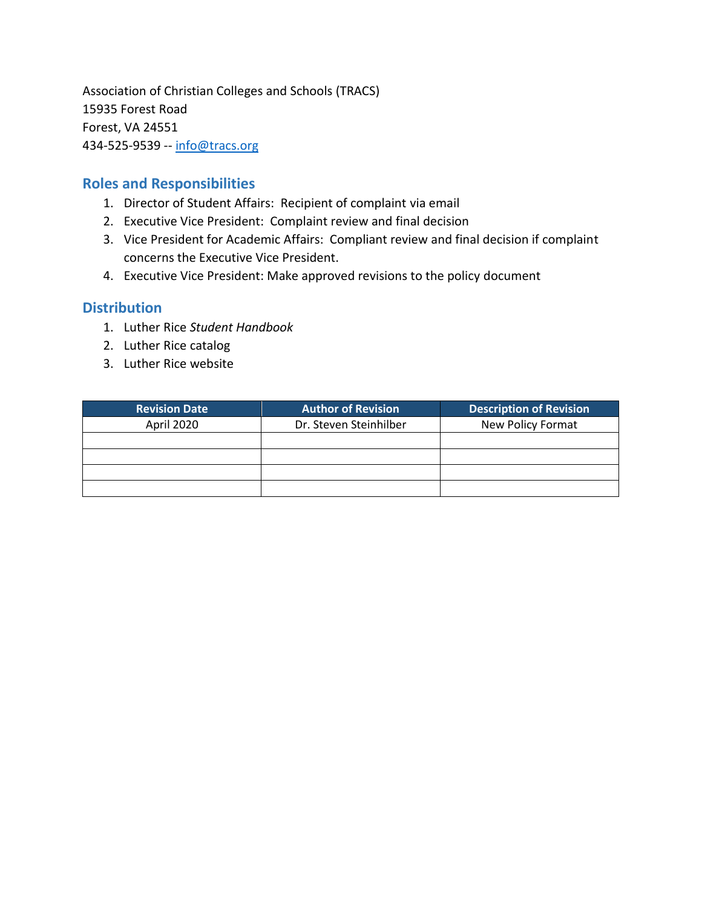Association of Christian Colleges and Schools (TRACS)
15935 Forest Road
Forest, VA 24551
434-525-9539 -- info@tracs.org

## Roles and Responsibilities

1. Director of Student Affairs: Recipient of complaint via email
2. Executive Vice President: Complaint review and final decision
3. Vice President for Academic Affairs: Compliant review and final decision if complaint concerns the Executive Vice President.
4. Executive Vice President: Make approved revisions to the policy document

## Distribution

1. Luther Rice *Student Handbook*
2. Luther Rice catalog
3. Luther Rice website

| Revision Date | Author of Revision | Description of Revision |
|---|---|---|
| April 2020 | Dr. Steven Steinhilber | New Policy Format |
| | | |
| | | |
| | | |
| | | |